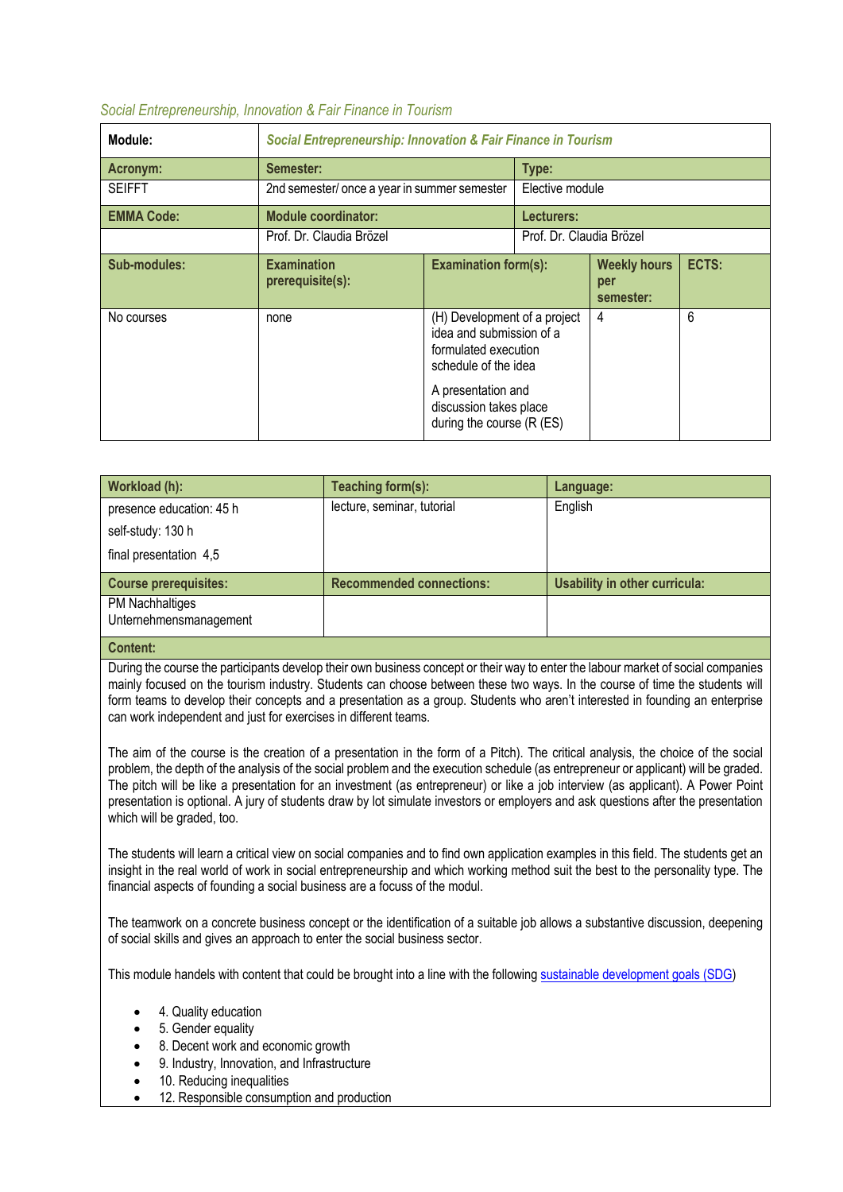*Social Entrepreneurship, Innovation & Fair Finance in Tourism*

| **Module:** | ***Social Entrepreneurship: Innovation & Fair Finance in Tourism*** | | | |
|---|---|---|---|---|
| **Acronym:** | **Semester:** | | **Type:** | |
| SEIFFT | 2nd semester/ once a year in summer semester | | Elective module | |
| **EMMA Code:** | **Module coordinator:** | | **Lecturers:** | |
| | Prof. Dr. Claudia Brözel | | Prof. Dr. Claudia Brözel | |
| **Sub-modules:** | **Examination prerequisite(s):** | **Examination form(s):** | **Weekly hours per semester:** | **ECTS:** |
| No courses | none | (H) Development of a project idea and submission of a formulated execution schedule of the idea<br><br>A presentation and discussion takes place during the course (R (ES) | 4 | 6 |

| **Workload (h):** | **Teaching form(s):** | **Language:** |
|---|---|---|
| presence education: 45 h<br>self-study: 130 h<br>final presentation 4,5 | lecture, seminar, tutorial | English |
| **Course prerequisites:** | **Recommended connections:** | **Usability in other curricula:** |
| PM Nachhaltiges Unternehmensmanagement | | |

**Content:**

During the course the participants develop their own business concept or their way to enter the labour market of social companies mainly focused on the tourism industry. Students can choose between these two ways. In the course of time the students will form teams to develop their concepts and a presentation as a group. Students who aren't interested in founding an enterprise can work independent and just for exercises in different teams.

The aim of the course is the creation of a presentation in the form of a Pitch). The critical analysis, the choice of the social problem, the depth of the analysis of the social problem and the execution schedule (as entrepreneur or applicant) will be graded. The pitch will be like a presentation for an investment (as entrepreneur) or like a job interview (as applicant). A Power Point presentation is optional. A jury of students draw by lot simulate investors or employers and ask questions after the presentation which will be graded, too.

The students will learn a critical view on social companies and to find own application examples in this field. The students get an insight in the real world of work in social entrepreneurship and which working method suit the best to the personality type. The financial aspects of founding a social business are a focus of the modul.

The teamwork on a concrete business concept or the identification of a suitable job allows a substantive discussion, deepening of social skills and gives an approach to enter the social business sector.

This module handels with content that could be brought into a line with the following sustainable development goals (SDG)

- 4. Quality education
- 5. Gender equality
- 8. Decent work and economic growth
- 9. Industry, Innovation, and Infrastructure
- 10. Reducing inequalities
- 12. Responsible consumption and production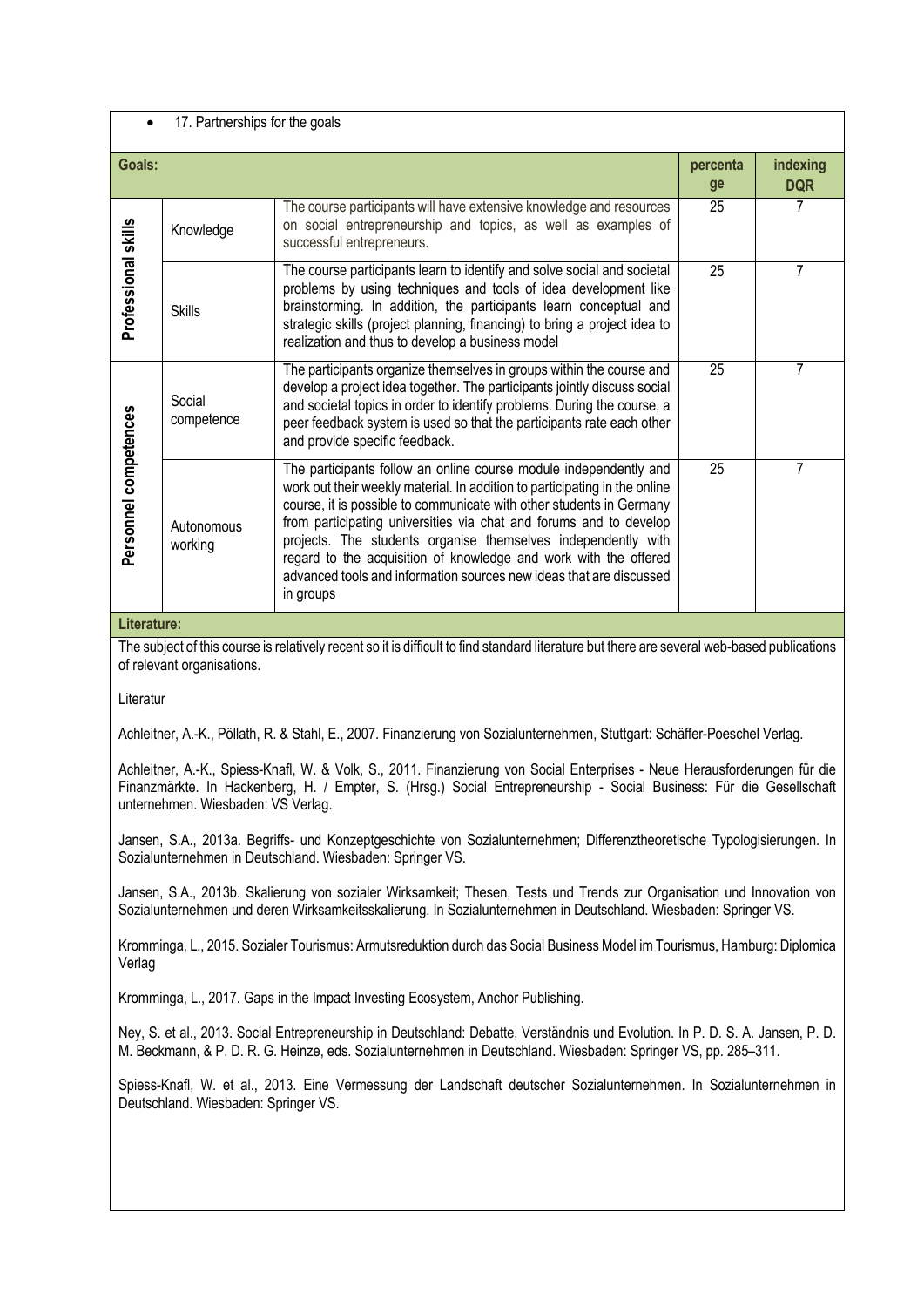- 17. Partnerships for the goals

| Goals: | | | percentage | indexing DQR |
|---|---|---|---|---|
| Professional skills | Knowledge | The course participants will have extensive knowledge and resources on social entrepreneurship and topics, as well as examples of successful entrepreneurs. | 25 | 7 |
| | Skills | The course participants learn to identify and solve social and societal problems by using techniques and tools of idea development like brainstorming. In addition, the participants learn conceptual and strategic skills (project planning, financing) to bring a project idea to realization and thus to develop a business model | 25 | 7 |
| Personnel competences | Social competence | The participants organize themselves in groups within the course and develop a project idea together. The participants jointly discuss social and societal topics in order to identify problems. During the course, a peer feedback system is used so that the participants rate each other and provide specific feedback. | 25 | 7 |
| | Autonomous working | The participants follow an online course module independently and work out their weekly material. In addition to participating in the online course, it is possible to communicate with other students in Germany from participating universities via chat and forums and to develop projects. The students organise themselves independently with regard to the acquisition of knowledge and work with the offered advanced tools and information sources new ideas that are discussed in groups | 25 | 7 |

**Literature:**

The subject of this course is relatively recent so it is difficult to find standard literature but there are several web-based publications of relevant organisations.

Literatur

Achleitner, A.-K., Pöllath, R. & Stahl, E., 2007. Finanzierung von Sozialunternehmen, Stuttgart: Schäffer-Poeschel Verlag.

Achleitner, A.-K., Spiess-Knafl, W. & Volk, S., 2011. Finanzierung von Social Enterprises - Neue Herausforderungen für die Finanzmärkte. In Hackenberg, H. / Empter, S. (Hrsg.) Social Entrepreneurship - Social Business: Für die Gesellschaft unternehmen. Wiesbaden: VS Verlag.

Jansen, S.A., 2013a. Begriffs- und Konzeptgeschichte von Sozialunternehmen; Differenztheoretische Typologisierungen. In Sozialunternehmen in Deutschland. Wiesbaden: Springer VS.

Jansen, S.A., 2013b. Skalierung von sozialer Wirksamkeit; Thesen, Tests und Trends zur Organisation und Innovation von Sozialunternehmen und deren Wirksamkeitsskalierung. In Sozialunternehmen in Deutschland. Wiesbaden: Springer VS.

Kromminga, L., 2015. Sozialer Tourismus: Armutsreduktion durch das Social Business Model im Tourismus, Hamburg: Diplomica Verlag

Kromminga, L., 2017. Gaps in the Impact Investing Ecosystem, Anchor Publishing.

Ney, S. et al., 2013. Social Entrepreneurship in Deutschland: Debatte, Verständnis und Evolution. In P. D. S. A. Jansen, P. D. M. Beckmann, & P. D. R. G. Heinze, eds. Sozialunternehmen in Deutschland. Wiesbaden: Springer VS, pp. 285–311.

Spiess-Knafl, W. et al., 2013. Eine Vermessung der Landschaft deutscher Sozialunternehmen. In Sozialunternehmen in Deutschland. Wiesbaden: Springer VS.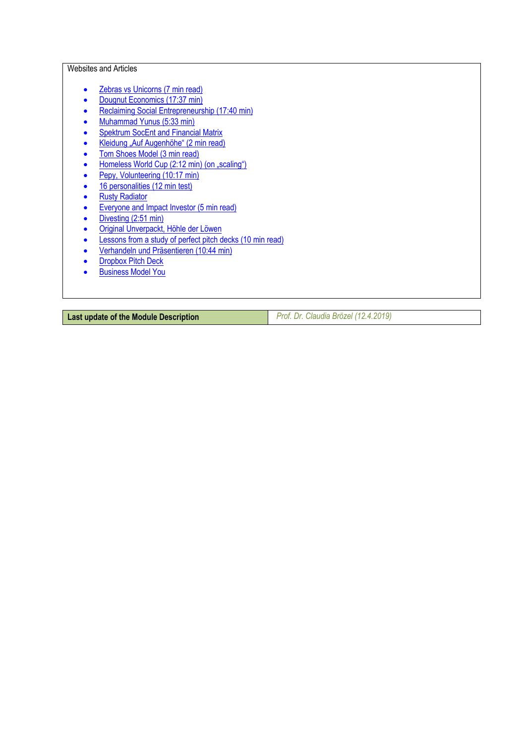Websites and Articles

- Zebras vs Unicorns (7 min read)
- Dougnut Economics (17:37 min)
- Reclaiming Social Entrepreneurship (17:40 min)
- Muhammad Yunus (5:33 min)
- Spektrum SocEnt and Financial Matrix
- Kleidung „Auf Augenhöhe“ (2 min read)
- Tom Shoes Model (3 min read)
- Homeless World Cup (2:12 min) (on „scaling“)
- Pepy, Volunteering (10:17 min)
- 16 personalities (12 min test)
- Rusty Radiator
- Everyone and Impact Investor (5 min read)
- Divesting (2:51 min)
- Original Unverpackt, Höhle der Löwen
- Lessons from a study of perfect pitch decks (10 min read)
- Verhandeln und Präsentieren (10:44 min)
- Dropbox Pitch Deck
- Business Model You

| | |
|---|---|
| **Last update of the Module Description** | *Prof. Dr. Claudia Brözel (12.4.2019)* |